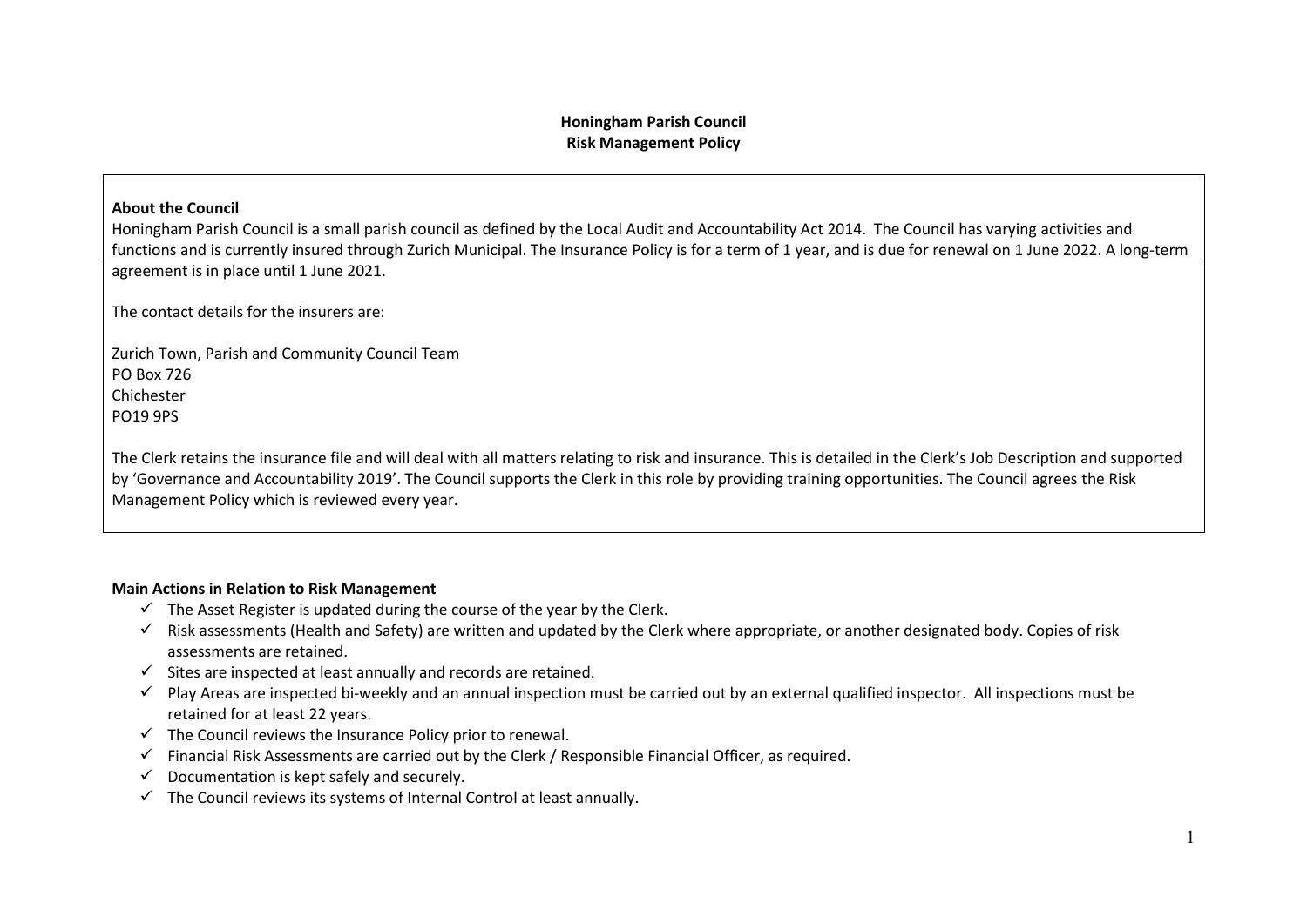**Honingham Parish Council**
**Risk Management Policy**

**About the Council**

Honingham Parish Council is a small parish council as defined by the Local Audit and Accountability Act 2014. The Council has varying activities and functions and is currently insured through Zurich Municipal. The Insurance Policy is for a term of 1 year, and is due for renewal on 1 June 2022. A long-term agreement is in place until 1 June 2021.

The contact details for the insurers are:

Zurich Town, Parish and Community Council Team
PO Box 726
Chichester
PO19 9PS

The Clerk retains the insurance file and will deal with all matters relating to risk and insurance. This is detailed in the Clerk's Job Description and supported by 'Governance and Accountability 2019'. The Council supports the Clerk in this role by providing training opportunities. The Council agrees the Risk Management Policy which is reviewed every year.

**Main Actions in Relation to Risk Management**

- ✓ The Asset Register is updated during the course of the year by the Clerk.
- ✓ Risk assessments (Health and Safety) are written and updated by the Clerk where appropriate, or another designated body. Copies of risk assessments are retained.
- ✓ Sites are inspected at least annually and records are retained.
- ✓ Play Areas are inspected bi-weekly and an annual inspection must be carried out by an external qualified inspector. All inspections must be retained for at least 22 years.
- ✓ The Council reviews the Insurance Policy prior to renewal.
- ✓ Financial Risk Assessments are carried out by the Clerk / Responsible Financial Officer, as required.
- ✓ Documentation is kept safely and securely.
- ✓ The Council reviews its systems of Internal Control at least annually.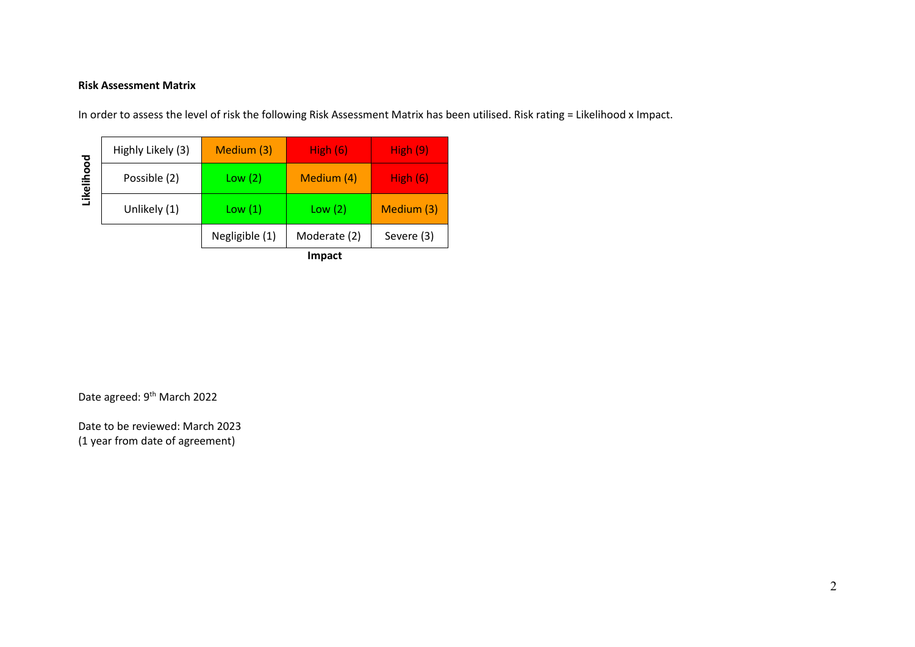**Risk Assessment Matrix**

In order to assess the level of risk the following Risk Assessment Matrix has been utilised. Risk rating = Likelihood x Impact.

| Likelihood | | Impact | | |
|---|---|---|---|---|
| | | Negligible (1) | Moderate (2) | Severe (3) |
| | Highly Likely (3) | Medium (3) | High (6) | High (9) |
| | Possible (2) | Low (2) | Medium (4) | High (6) |
| | Unlikely (1) | Low (1) | Low (2) | Medium (3) |

Date agreed: 9th March 2022

Date to be reviewed: March 2023
(1 year from date of agreement)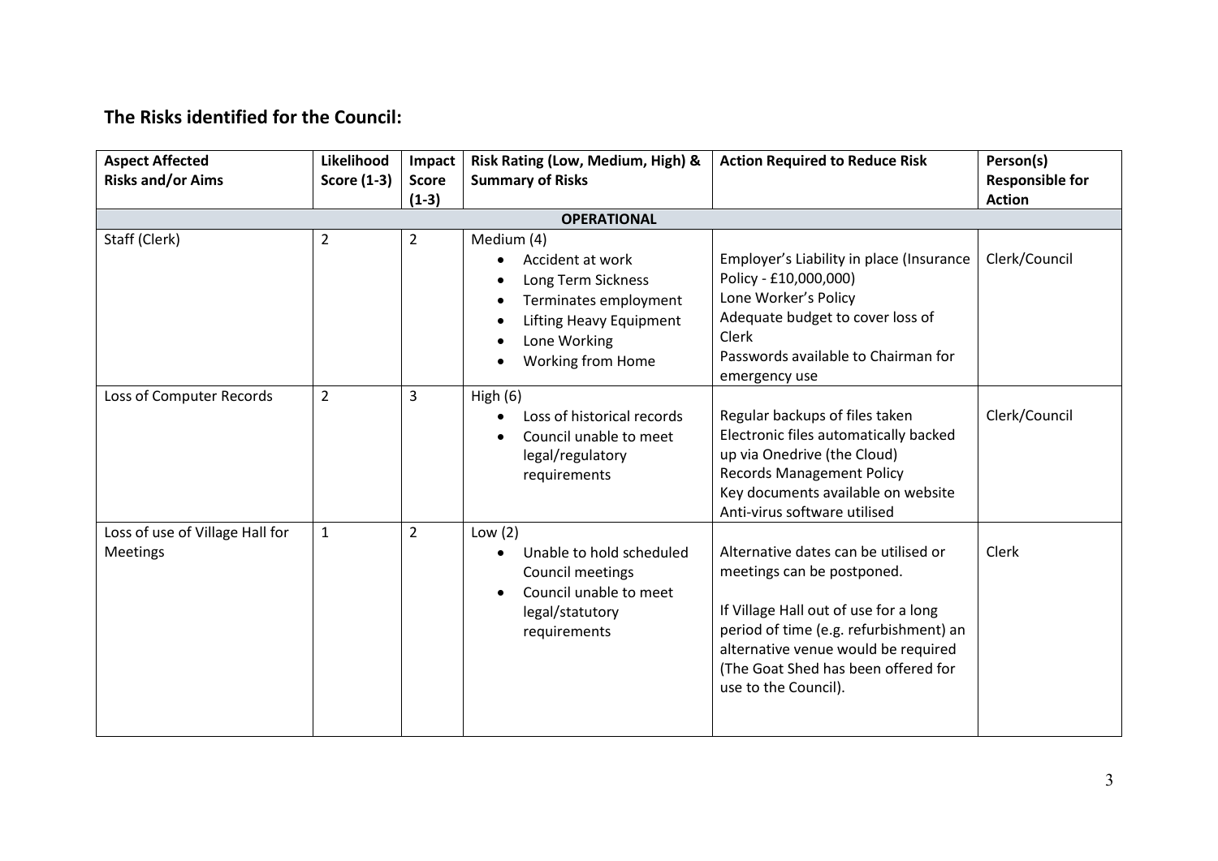## The Risks identified for the Council:

| Aspect Affected Risks and/or Aims | Likelihood Score (1-3) | Impact Score (1-3) | Risk Rating (Low, Medium, High) & Summary of Risks | Action Required to Reduce Risk | Person(s) Responsible for Action |
|---|---|---|---|---|---|
| **OPERATIONAL** | | | | | |
| Staff (Clerk) | 2 | 2 | Medium (4)<br>• Accident at work<br>• Long Term Sickness<br>• Terminates employment<br>• Lifting Heavy Equipment<br>• Lone Working<br>• Working from Home | Employer's Liability in place (Insurance Policy - £10,000,000)<br>Lone Worker's Policy<br>Adequate budget to cover loss of Clerk<br>Passwords available to Chairman for emergency use | Clerk/Council |
| Loss of Computer Records | 2 | 3 | High (6)<br>• Loss of historical records<br>• Council unable to meet legal/regulatory requirements | Regular backups of files taken<br>Electronic files automatically backed up via Onedrive (the Cloud)<br>Records Management Policy<br>Key documents available on website<br>Anti-virus software utilised | Clerk/Council |
| Loss of use of Village Hall for Meetings | 1 | 2 | Low (2)<br>• Unable to hold scheduled Council meetings<br>• Council unable to meet legal/statutory requirements | Alternative dates can be utilised or meetings can be postponed.<br><br>If Village Hall out of use for a long period of time (e.g. refurbishment) an alternative venue would be required (The Goat Shed has been offered for use to the Council). | Clerk |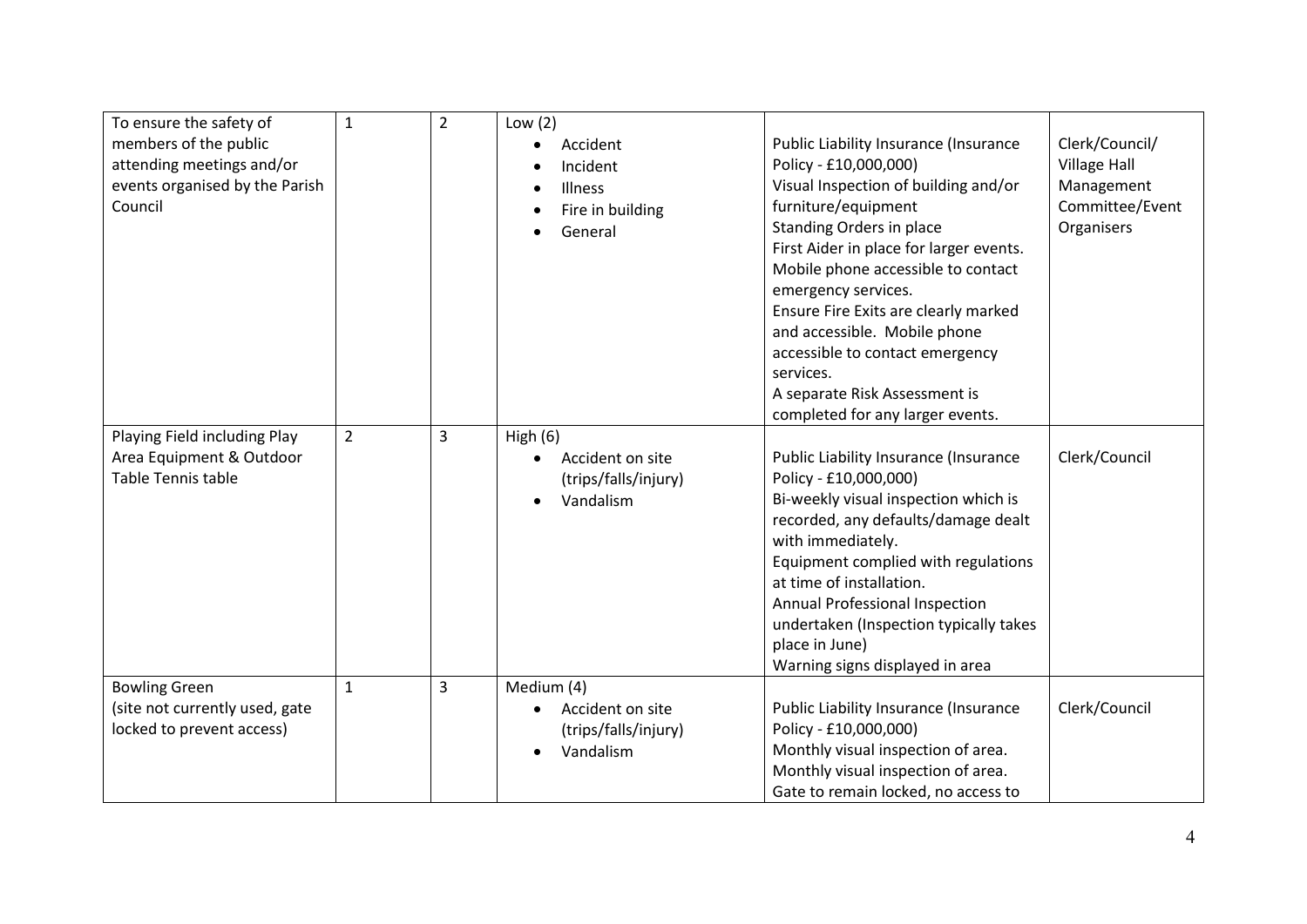| | | | | | |
|---|---|---|---|---|---|
| To ensure the safety of members of the public attending meetings and/or events organised by the Parish Council | 1 | 2 | Low (2)<br>• Accident<br>• Incident<br>• Illness<br>• Fire in building<br>• General | Public Liability Insurance (Insurance Policy - £10,000,000)<br>Visual Inspection of building and/or furniture/equipment<br>Standing Orders in place<br>First Aider in place for larger events.<br>Mobile phone accessible to contact emergency services.<br>Ensure Fire Exits are clearly marked and accessible. Mobile phone accessible to contact emergency services.<br>A separate Risk Assessment is completed for any larger events. | Clerk/Council/ Village Hall Management Committee/Event Organisers |
| Playing Field including Play Area Equipment & Outdoor Table Tennis table | 2 | 3 | High (6)<br>• Accident on site (trips/falls/injury)<br>• Vandalism | Public Liability Insurance (Insurance Policy - £10,000,000)<br>Bi-weekly visual inspection which is recorded, any defaults/damage dealt with immediately.<br>Equipment complied with regulations at time of installation.<br>Annual Professional Inspection undertaken (Inspection typically takes place in June)<br>Warning signs displayed in area | Clerk/Council |
| Bowling Green<br>(site not currently used, gate locked to prevent access) | 1 | 3 | Medium (4)<br>• Accident on site (trips/falls/injury)<br>• Vandalism | Public Liability Insurance (Insurance Policy - £10,000,000)<br>Monthly visual inspection of area.<br>Monthly visual inspection of area.<br>Gate to remain locked, no access to | Clerk/Council |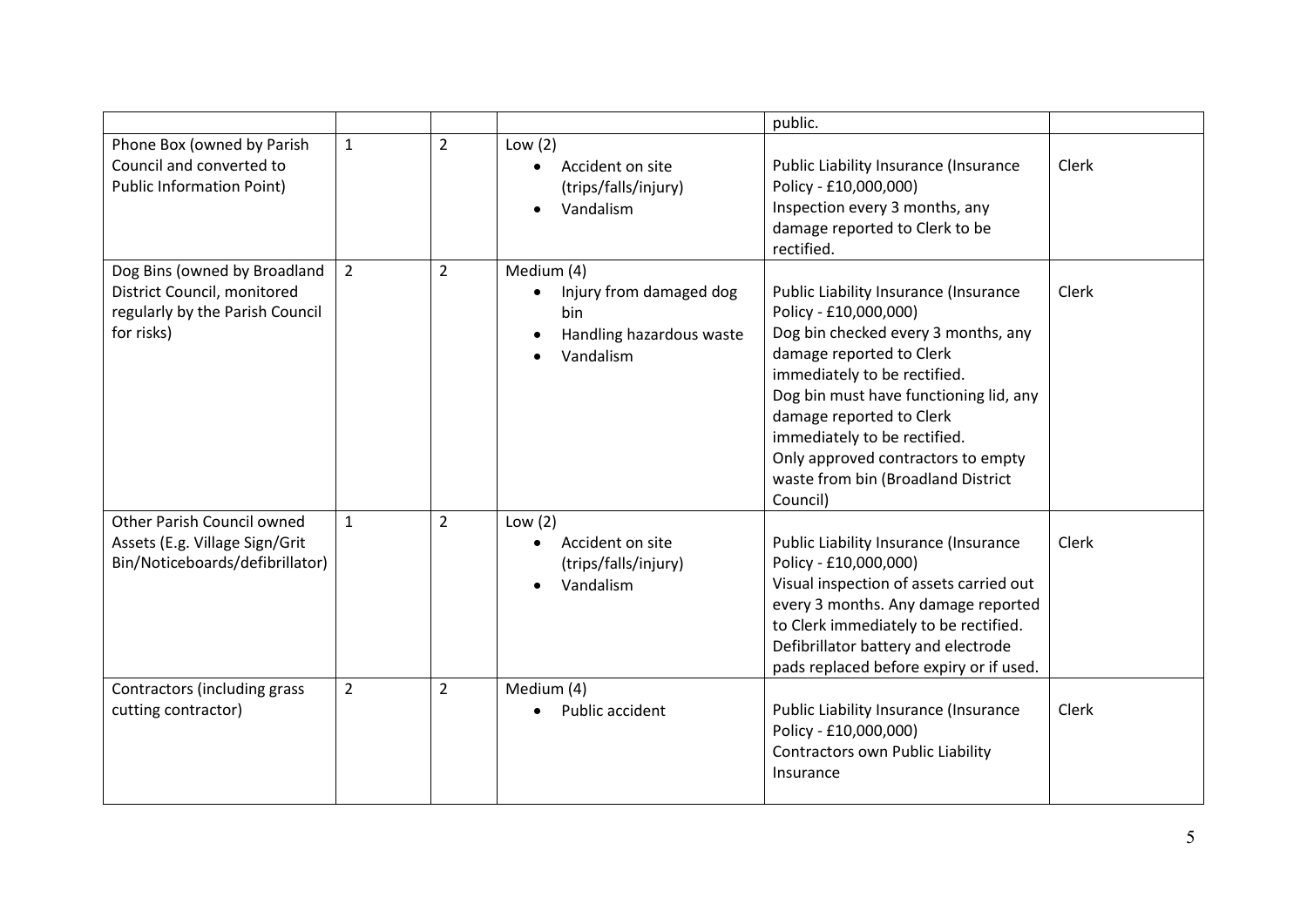| | | | | | |
|---|---|---|---|---|---|
| | | | | public. | |
| Phone Box (owned by Parish Council and converted to Public Information Point) | 1 | 2 | Low (2)<br>• Accident on site (trips/falls/injury)<br>• Vandalism | Public Liability Insurance (Insurance Policy - £10,000,000)<br>Inspection every 3 months, any damage reported to Clerk to be rectified. | Clerk |
| Dog Bins (owned by Broadland District Council, monitored regularly by the Parish Council for risks) | 2 | 2 | Medium (4)<br>• Injury from damaged dog bin<br>• Handling hazardous waste<br>• Vandalism | Public Liability Insurance (Insurance Policy - £10,000,000)<br>Dog bin checked every 3 months, any damage reported to Clerk immediately to be rectified.<br>Dog bin must have functioning lid, any damage reported to Clerk immediately to be rectified.<br>Only approved contractors to empty waste from bin (Broadland District Council) | Clerk |
| Other Parish Council owned Assets (E.g. Village Sign/Grit Bin/Noticeboards/defibrillator) | 1 | 2 | Low (2)<br>• Accident on site (trips/falls/injury)<br>• Vandalism | Public Liability Insurance (Insurance Policy - £10,000,000)<br>Visual inspection of assets carried out every 3 months. Any damage reported to Clerk immediately to be rectified.<br>Defibrillator battery and electrode pads replaced before expiry or if used. | Clerk |
| Contractors (including grass cutting contractor) | 2 | 2 | Medium (4)<br>• Public accident | Public Liability Insurance (Insurance Policy - £10,000,000)<br>Contractors own Public Liability Insurance | Clerk |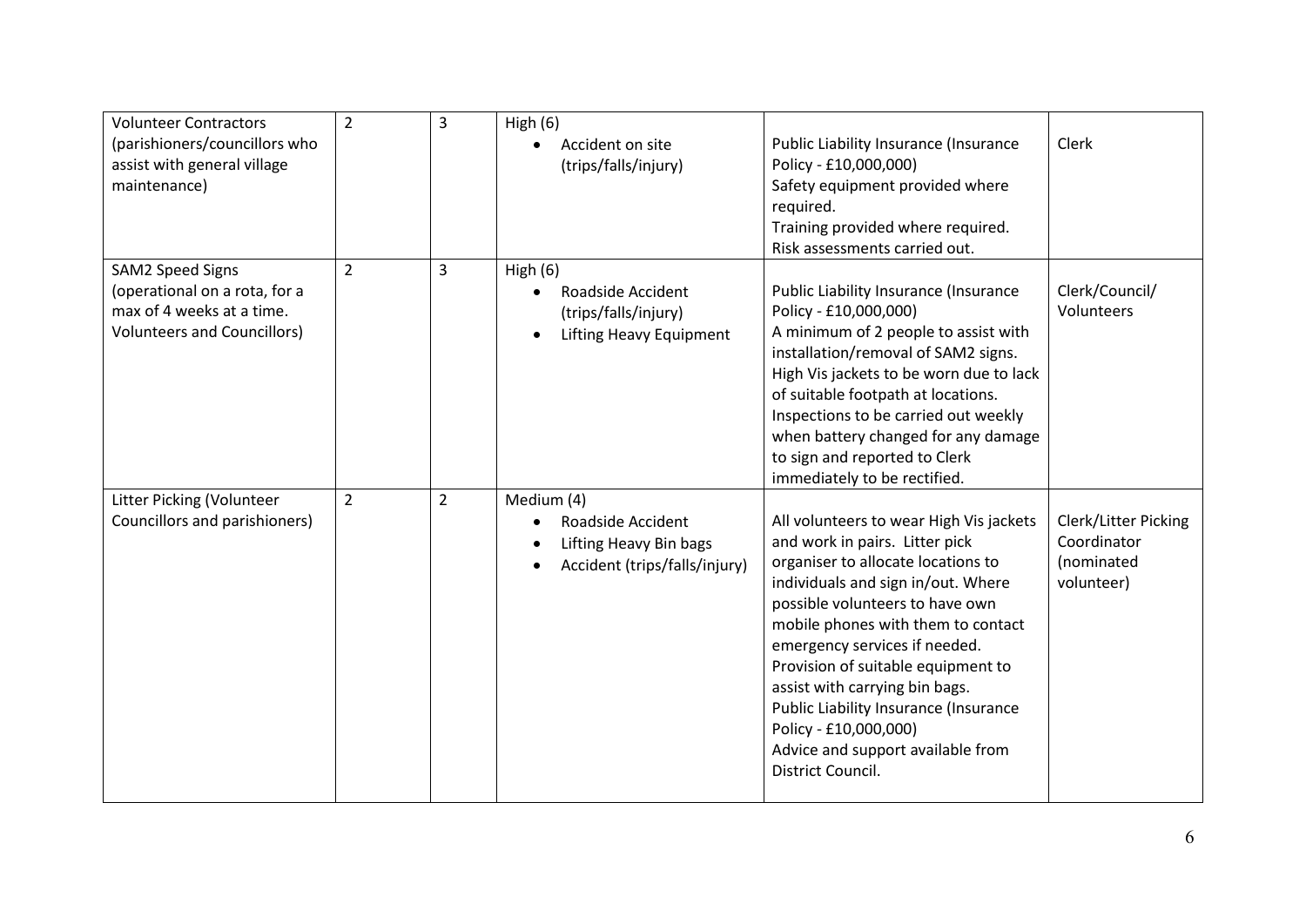| | | | | | |
|---|---|---|---|---|---|
| Volunteer Contractors (parishioners/councillors who assist with general village maintenance) | 2 | 3 | High (6)<br>• Accident on site (trips/falls/injury) | Public Liability Insurance (Insurance Policy - £10,000,000)<br>Safety equipment provided where required.<br>Training provided where required.<br>Risk assessments carried out. | Clerk |
| SAM2 Speed Signs (operational on a rota, for a max of 4 weeks at a time. Volunteers and Councillors) | 2 | 3 | High (6)<br>• Roadside Accident (trips/falls/injury)<br>• Lifting Heavy Equipment | Public Liability Insurance (Insurance Policy - £10,000,000)<br>A minimum of 2 people to assist with installation/removal of SAM2 signs.<br>High Vis jackets to be worn due to lack of suitable footpath at locations.<br>Inspections to be carried out weekly when battery changed for any damage to sign and reported to Clerk immediately to be rectified. | Clerk/Council/ Volunteers |
| Litter Picking (Volunteer Councillors and parishioners) | 2 | 2 | Medium (4)<br>• Roadside Accident<br>• Lifting Heavy Bin bags<br>• Accident (trips/falls/injury) | All volunteers to wear High Vis jackets and work in pairs. Litter pick organiser to allocate locations to individuals and sign in/out. Where possible volunteers to have own mobile phones with them to contact emergency services if needed.<br>Provision of suitable equipment to assist with carrying bin bags.<br>Public Liability Insurance (Insurance Policy - £10,000,000)<br>Advice and support available from District Council. | Clerk/Litter Picking Coordinator (nominated volunteer) |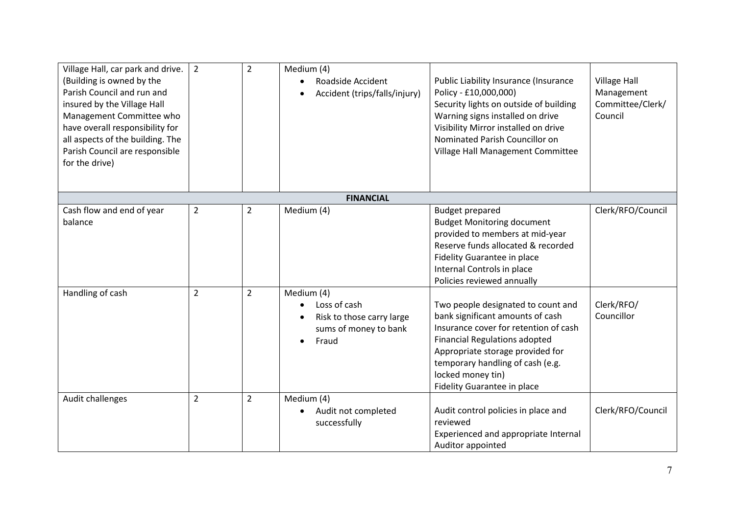| | | | | | |
|---|---|---|---|---|---|
| Village Hall, car park and drive. (Building is owned by the Parish Council and run and insured by the Village Hall Management Committee who have overall responsibility for all aspects of the building. The Parish Council are responsible for the drive) | 2 | 2 | Medium (4)<br>• Roadside Accident<br>• Accident (trips/falls/injury) | Public Liability Insurance (Insurance Policy - £10,000,000)<br>Security lights on outside of building<br>Warning signs installed on drive<br>Visibility Mirror installed on drive<br>Nominated Parish Councillor on Village Hall Management Committee | Village Hall Management Committee/Clerk/ Council |
| **FINANCIAL** | | | | | |
| Cash flow and end of year balance | 2 | 2 | Medium (4) | Budget prepared<br>Budget Monitoring document provided to members at mid-year<br>Reserve funds allocated & recorded<br>Fidelity Guarantee in place<br>Internal Controls in place<br>Policies reviewed annually | Clerk/RFO/Council |
| Handling of cash | 2 | 2 | Medium (4)<br>• Loss of cash<br>• Risk to those carry large sums of money to bank<br>• Fraud | Two people designated to count and bank significant amounts of cash<br>Insurance cover for retention of cash<br>Financial Regulations adopted<br>Appropriate storage provided for temporary handling of cash (e.g. locked money tin)<br>Fidelity Guarantee in place | Clerk/RFO/ Councillor |
| Audit challenges | 2 | 2 | Medium (4)<br>• Audit not completed successfully | Audit control policies in place and reviewed<br>Experienced and appropriate Internal Auditor appointed | Clerk/RFO/Council |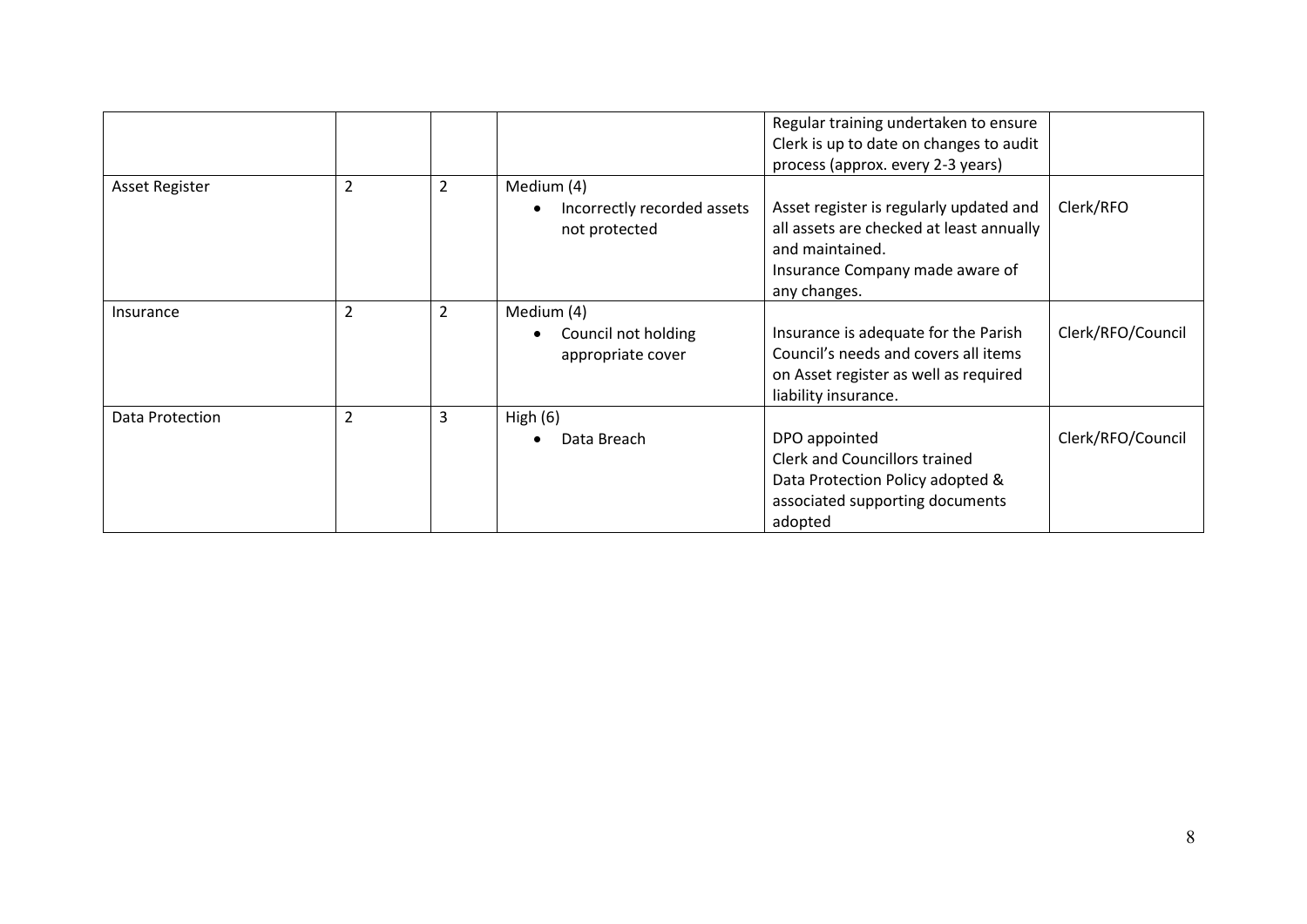| | | | | | |
|---|---|---|---|---|---|
| | | | | Regular training undertaken to ensure Clerk is up to date on changes to audit process (approx. every 2-3 years) | |
| Asset Register | 2 | 2 | Medium (4)<br>• Incorrectly recorded assets not protected | Asset register is regularly updated and all assets are checked at least annually and maintained.<br>Insurance Company made aware of any changes. | Clerk/RFO |
| Insurance | 2 | 2 | Medium (4)<br>• Council not holding appropriate cover | Insurance is adequate for the Parish Council's needs and covers all items on Asset register as well as required liability insurance. | Clerk/RFO/Council |
| Data Protection | 2 | 3 | High (6)<br>• Data Breach | DPO appointed<br>Clerk and Councillors trained<br>Data Protection Policy adopted & associated supporting documents adopted | Clerk/RFO/Council |